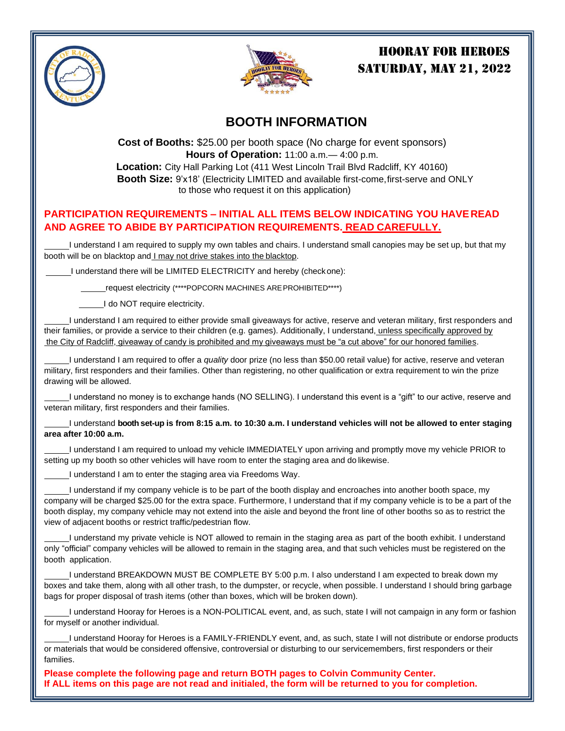# HOORAY FOR HEROES
# SATURDAY, MAY 21, 2022

## BOOTH INFORMATION

**Cost of Booths:** $25.00 per booth space (No charge for event sponsors)
**Hours of Operation:** 11:00 a.m.— 4:00 p.m.
**Location:** City Hall Parking Lot (411 West Lincoln Trail Blvd Radcliff, KY 40160)
**Booth Size:** 9'x18' (Electricity LIMITED and available first-come, first-serve and ONLY to those who request it on this application)

**PARTICIPATION REQUIREMENTS – INITIAL ALL ITEMS BELOW INDICATING YOU HAVE READ AND AGREE TO ABIDE BY PARTICIPATION REQUIREMENTS. READ CAREFULLY.**

_____I understand I am required to supply my own tables and chairs. I understand small canopies may be set up, but that my booth will be on blacktop and I may not drive stakes into the blacktop.

_____I understand there will be LIMITED ELECTRICITY and hereby (check one):

_____request electricity (****POPCORN MACHINES ARE PROHIBITED****)

_____I do NOT require electricity.

_____I understand I am required to either provide small giveaways for active, reserve and veteran military, first responders and their families, or provide a service to their children (e.g. games). Additionally, I understand, unless specifically approved by the City of Radcliff, giveaway of candy is prohibited and my giveaways must be "a cut above" for our honored families.

_____I understand I am required to offer a *quality* door prize (no less than $50.00 retail value) for active, reserve and veteran military, first responders and their families. Other than registering, no other qualification or extra requirement to win the prize drawing will be allowed.

_____I understand no money is to exchange hands (NO SELLING). I understand this event is a "gift" to our active, reserve and veteran military, first responders and their families.

_____I understand **booth set-up is from 8:15 a.m. to 10:30 a.m. I understand vehicles will not be allowed to enter staging area after 10:00 a.m.**

_____I understand I am required to unload my vehicle IMMEDIATELY upon arriving and promptly move my vehicle PRIOR to setting up my booth so other vehicles will have room to enter the staging area and do likewise.

_____I understand I am to enter the staging area via Freedoms Way.

_____I understand if my company vehicle is to be part of the booth display and encroaches into another booth space, my company will be charged $25.00 for the extra space. Furthermore, I understand that if my company vehicle is to be a part of the booth display, my company vehicle may not extend into the aisle and beyond the front line of other booths so as to restrict the view of adjacent booths or restrict traffic/pedestrian flow.

_____I understand my private vehicle is NOT allowed to remain in the staging area as part of the booth exhibit. I understand only "official" company vehicles will be allowed to remain in the staging area, and that such vehicles must be registered on the booth application.

_____I understand BREAKDOWN MUST BE COMPLETE BY 5:00 p.m. I also understand I am expected to break down my boxes and take them, along with all other trash, to the dumpster, or recycle, when possible. I understand I should bring garbage bags for proper disposal of trash items (other than boxes, which will be broken down).

_____I understand Hooray for Heroes is a NON-POLITICAL event, and, as such, state I will not campaign in any form or fashion for myself or another individual.

_____I understand Hooray for Heroes is a FAMILY-FRIENDLY event, and, as such, state I will not distribute or endorse products or materials that would be considered offensive, controversial or disturbing to our servicemembers, first responders or their families.

**Please complete the following page and return BOTH pages to Colvin Community Center.**
**If ALL items on this page are not read and initialed, the form will be returned to you for completion.**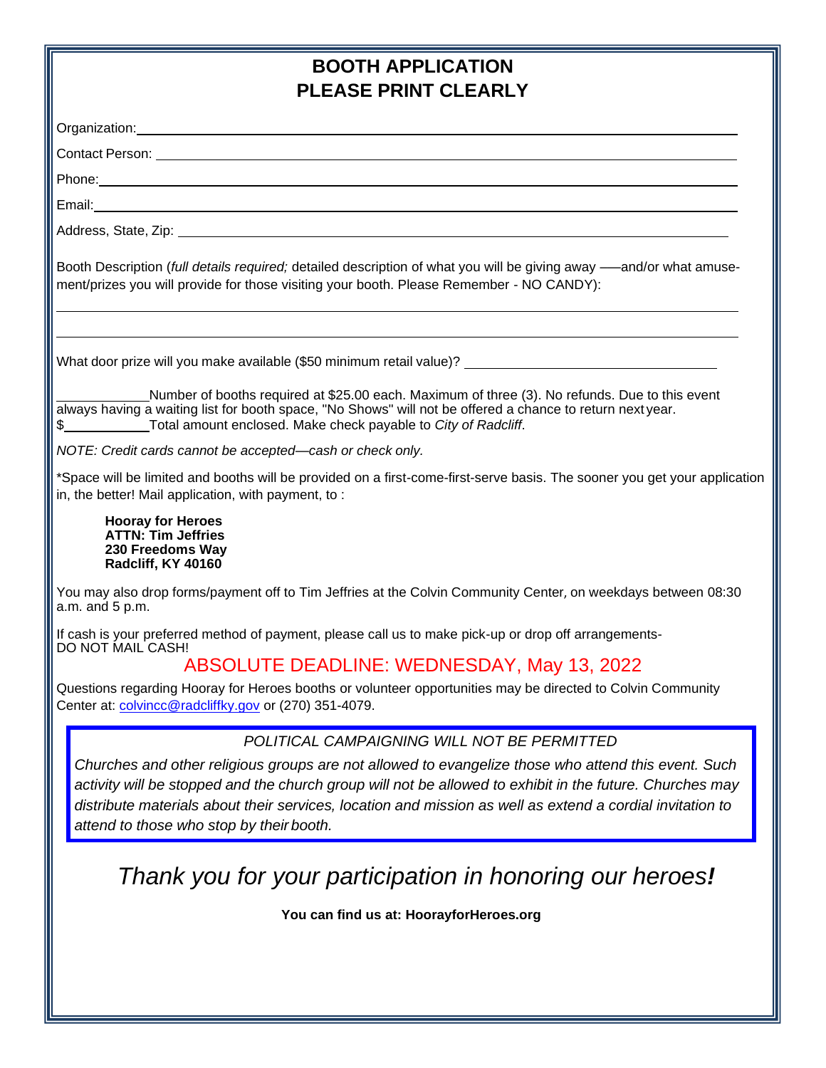# BOOTH APPLICATION
# PLEASE PRINT CLEARLY

Organization: ____________________________________________

Contact Person: ____________________________________________

Phone: ____________________________________________

Email: ____________________________________________

Address, State, Zip: ____________________________________________

Booth Description (*full details required;* detailed description of what you will be giving away —and/or what amusement/prizes you will provide for those visiting your booth. Please Remember - NO CANDY):

____________________________________________

____________________________________________

What door prize will you make available ($50 minimum retail value)? ____________________

__________ Number of booths required at $25.00 each. Maximum of three (3). No refunds. Due to this event always having a waiting list for booth space, "No Shows" will not be offered a chance to return next year.
$__________ Total amount enclosed. Make check payable to *City of Radcliff*.

*NOTE: Credit cards cannot be accepted—cash or check only.*

*Space will be limited and booths will be provided on a first-come-first-serve basis. The sooner you get your application in, the better! Mail application, with payment, to :

**Hooray for Heroes**
**ATTN: Tim Jeffries**
**230 Freedoms Way**
**Radcliff, KY 40160**

You may also drop forms/payment off to Tim Jeffries at the Colvin Community Center, on weekdays between 08:30 a.m. and 5 p.m.

If cash is your preferred method of payment, please call us to make pick-up or drop off arrangements-
DO NOT MAIL CASH!

## ABSOLUTE DEADLINE: WEDNESDAY, May 13, 2022

Questions regarding Hooray for Heroes booths or volunteer opportunities may be directed to Colvin Community Center at: colvincc@radcliffky.gov or (270) 351-4079.

*POLITICAL CAMPAIGNING WILL NOT BE PERMITTED*

*Churches and other religious groups are not allowed to evangelize those who attend this event. Such activity will be stopped and the church group will not be allowed to exhibit in the future. Churches may distribute materials about their services, location and mission as well as extend a cordial invitation to attend to those who stop by their booth.*

## *Thank you for your participation in honoring our heroes!*

**You can find us at: HoorayforHeroes.org**